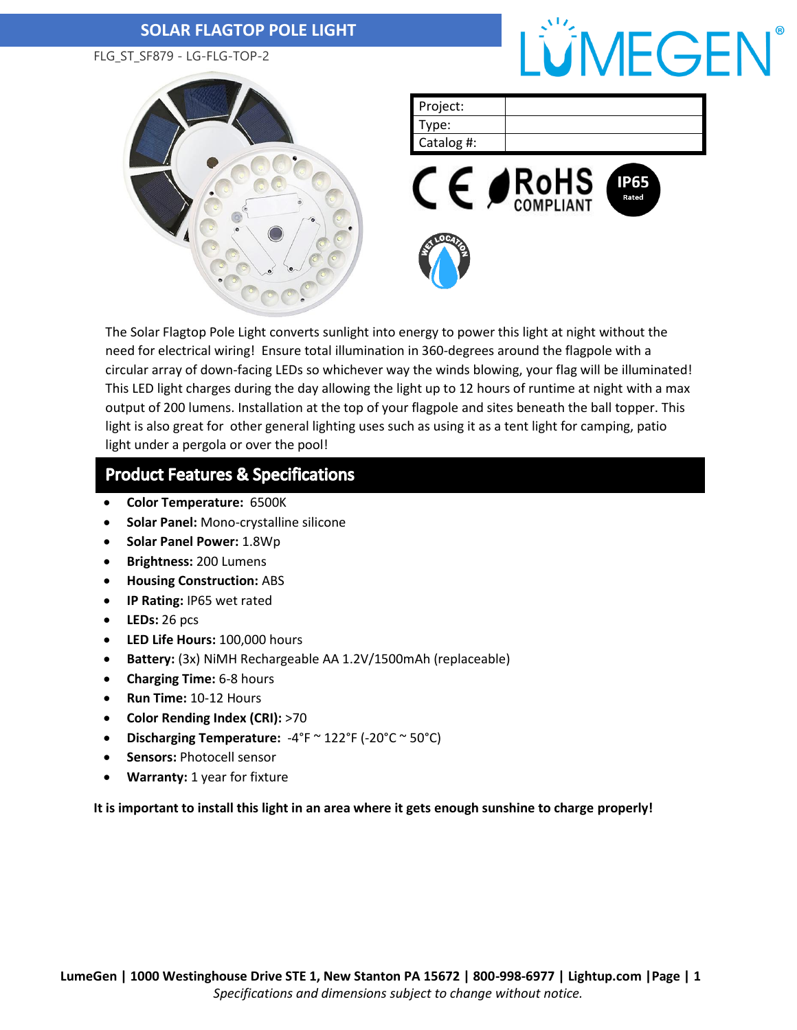# SOLAR FLAGTOP POLE LIGHT

FLG_ST_SF879 - LG-FLG-TOP-2

| Project: | |
|---|---|
| Type: | |
| Catalog #: | |

The Solar Flagtop Pole Light converts sunlight into energy to power this light at night without the need for electrical wiring! Ensure total illumination in 360-degrees around the flagpole with a circular array of down-facing LEDs so whichever way the winds blowing, your flag will be illuminated! This LED light charges during the day allowing the light up to 12 hours of runtime at night with a max output of 200 lumens. Installation at the top of your flagpole and sites beneath the ball topper. This light is also great for other general lighting uses such as using it as a tent light for camping, patio light under a pergola or over the pool!

## Product Features & Specifications

- **Color Temperature:** 6500K
- **Solar Panel:** Mono-crystalline silicone
- **Solar Panel Power:** 1.8Wp
- **Brightness:** 200 Lumens
- **Housing Construction:** ABS
- **IP Rating:** IP65 wet rated
- **LEDs:** 26 pcs
- **LED Life Hours:** 100,000 hours
- **Battery:** (3x) NiMH Rechargeable AA 1.2V/1500mAh (replaceable)
- **Charging Time:** 6-8 hours
- **Run Time:** 10-12 Hours
- **Color Rending Index (CRI):** >70
- **Discharging Temperature:** -4°F ~ 122°F (-20°C ~ 50°C)
- **Sensors:** Photocell sensor
- **Warranty:** 1 year for fixture

**It is important to install this light in an area where it gets enough sunshine to charge properly!**

**LumeGen | 1000 Westinghouse Drive STE 1, New Stanton PA 15672 | 800-998-6977 | Lightup.com**

*Specifications and dimensions subject to change without notice.*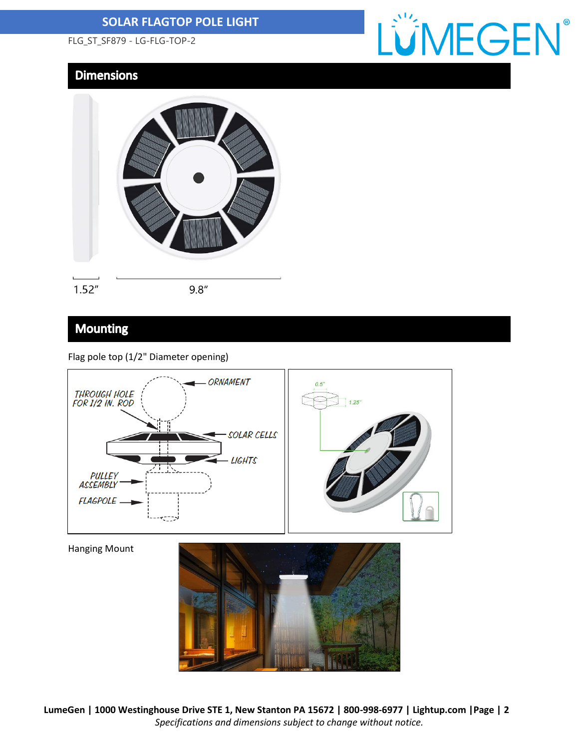# SOLAR FLAGTOP POLE LIGHT

FLG_ST_SF879 - LG-FLG-TOP-2

## Dimensions

1.52″

9.8″

## Mounting

Flag pole top (1/2" Diameter opening)

THROUGH HOLE FOR 1/2 IN. ROD

ORNAMENT

SOLAR CELLS

LIGHTS

PULLEY ASSEMBLY

FLAGPOLE

0.5"

1.25"

Hanging Mount

*Specifications and dimensions subject to change without notice.*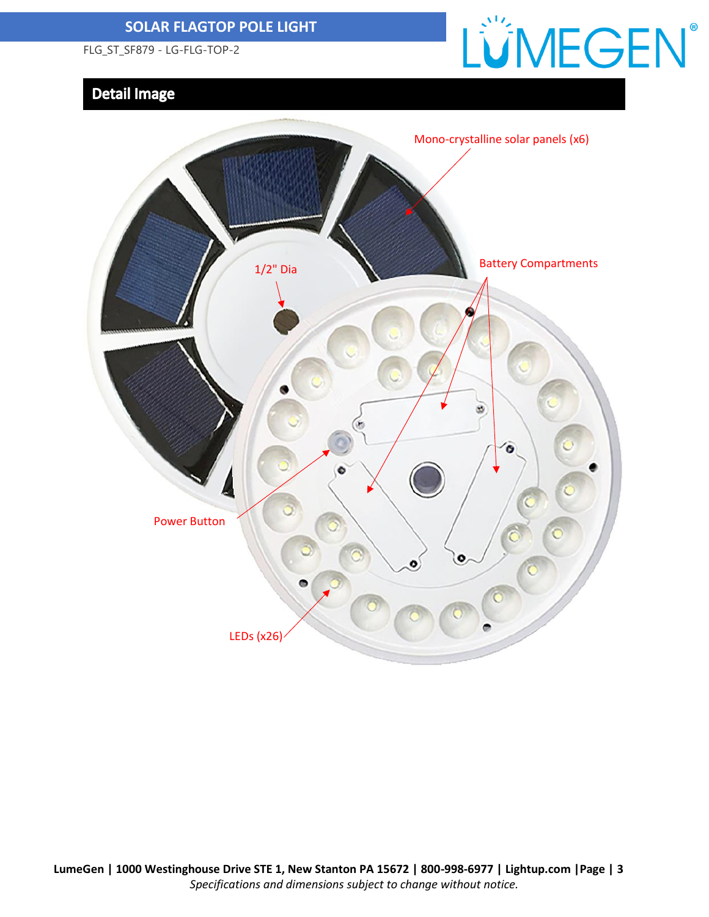## Detail Image

Mono-crystalline solar panels (x6)

1/2" Dia

Battery Compartments

Power Button

LEDs (x26)

*Specifications and dimensions subject to change without notice.*